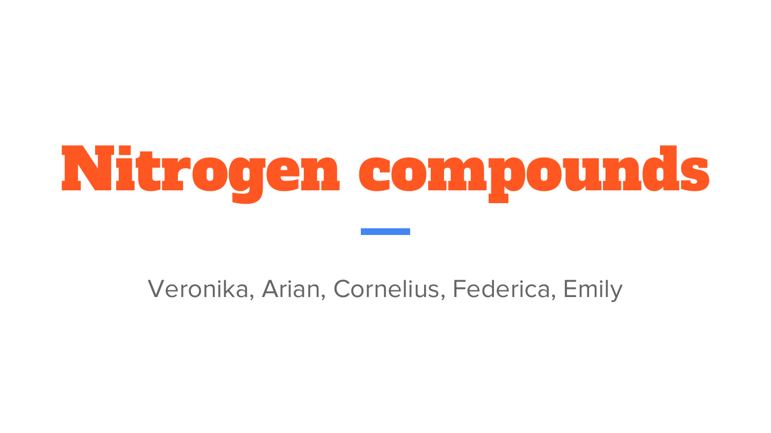# Nitrogen compounds

Veronika, Arian, Cornelius, Federica, Emily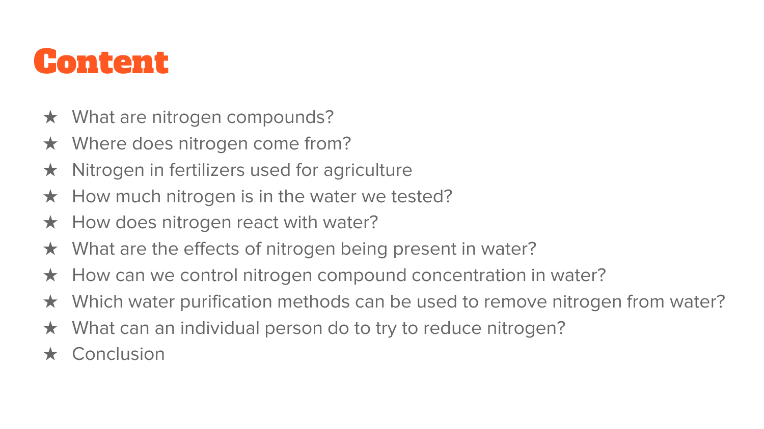# Content

★ What are nitrogen compounds?
★ Where does nitrogen come from?
★ Nitrogen in fertilizers used for agriculture
★ How much nitrogen is in the water we tested?
★ How does nitrogen react with water?
★ What are the effects of nitrogen being present in water?
★ How can we control nitrogen compound concentration in water?
★ Which water purification methods can be used to remove nitrogen from water?
★ What can an individual person do to try to reduce nitrogen?
★ Conclusion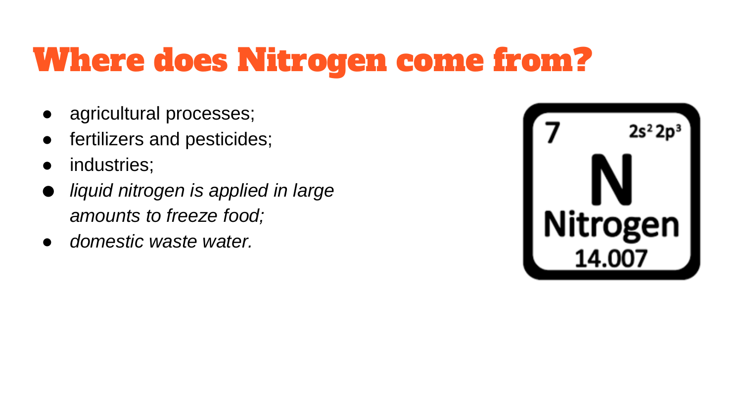# Where does Nitrogen come from?

- agricultural processes;
- fertilizers and pesticides;
- industries;
- *liquid nitrogen is applied in large amounts to freeze food;*
- *domestic waste water.*

7 $2s^2 2p^3$

N

Nitrogen

14.007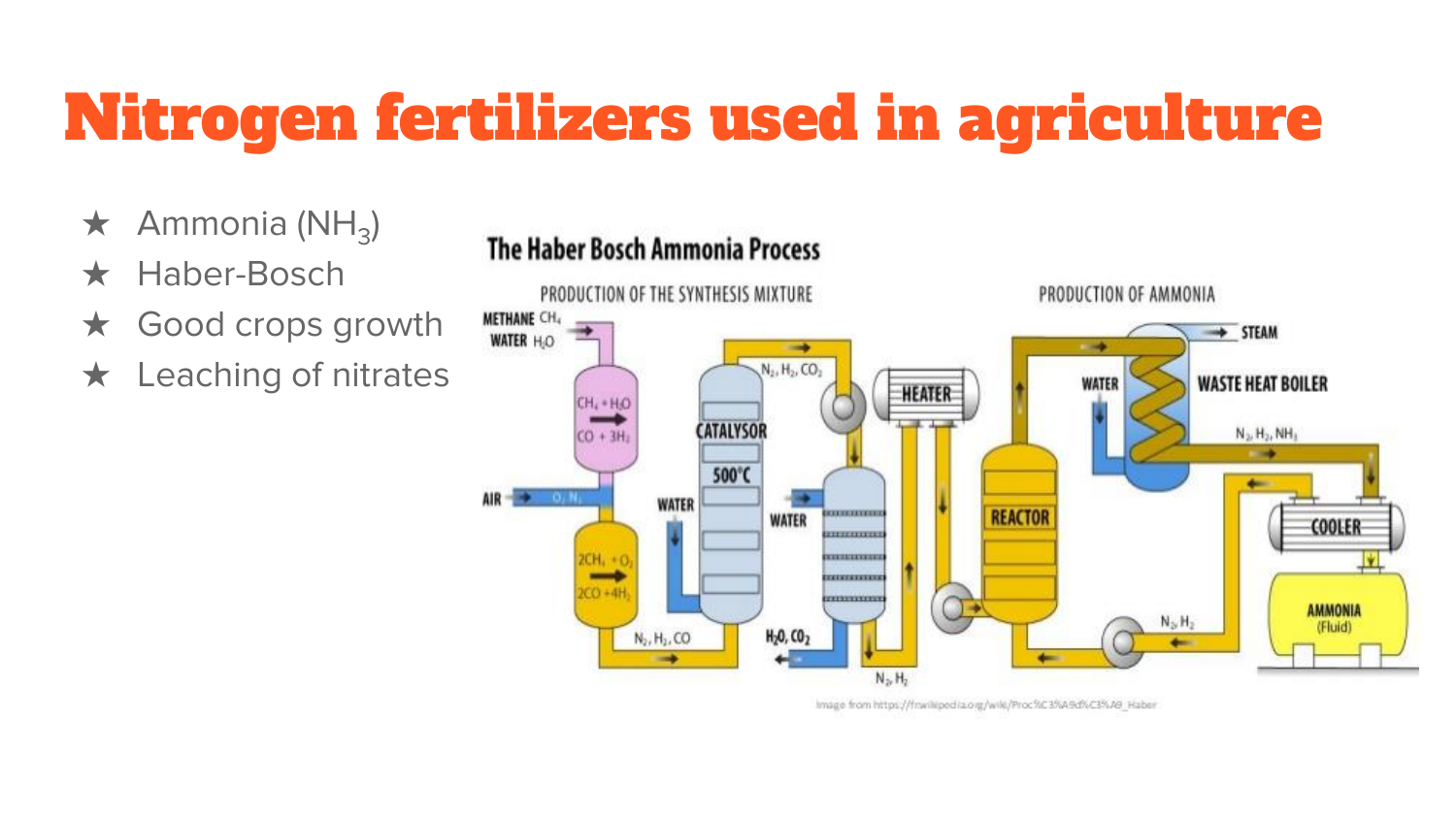# Nitrogen fertilizers used in agriculture

- Ammonia ($NH_3$)
- Haber-Bosch
- Good crops growth
- Leaching of nitrates

**The Haber Bosch Ammonia Process**

Image from https://fr.wikipedia.org/wiki/Proc%C3%A9d%C3%A9_Haber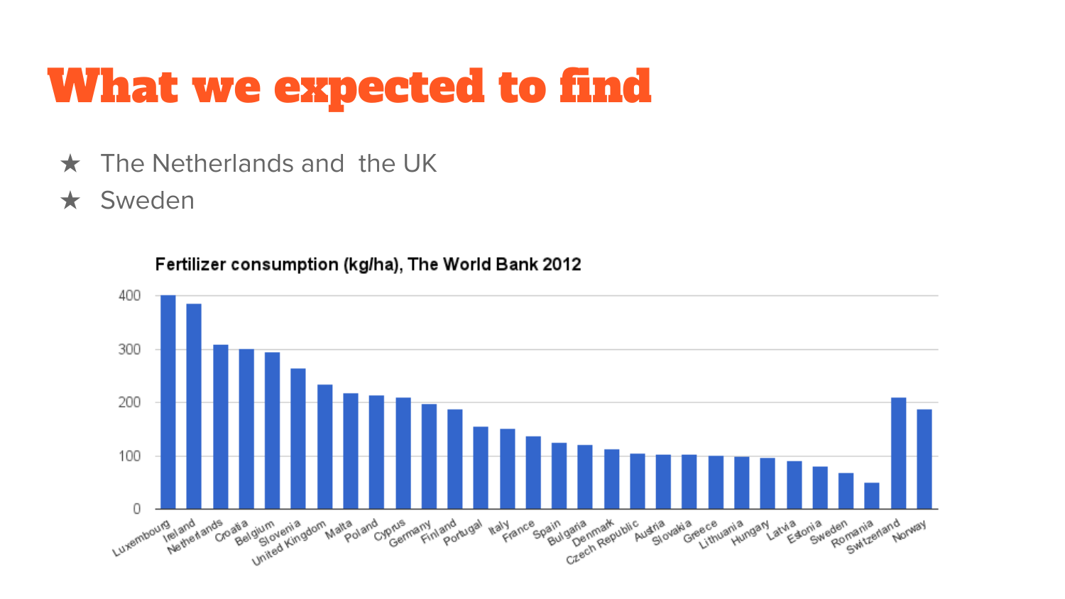# What we expected to find

★ The Netherlands and the UK

★ Sweden

Fertilizer consumption (kg/ha), The World Bank 2012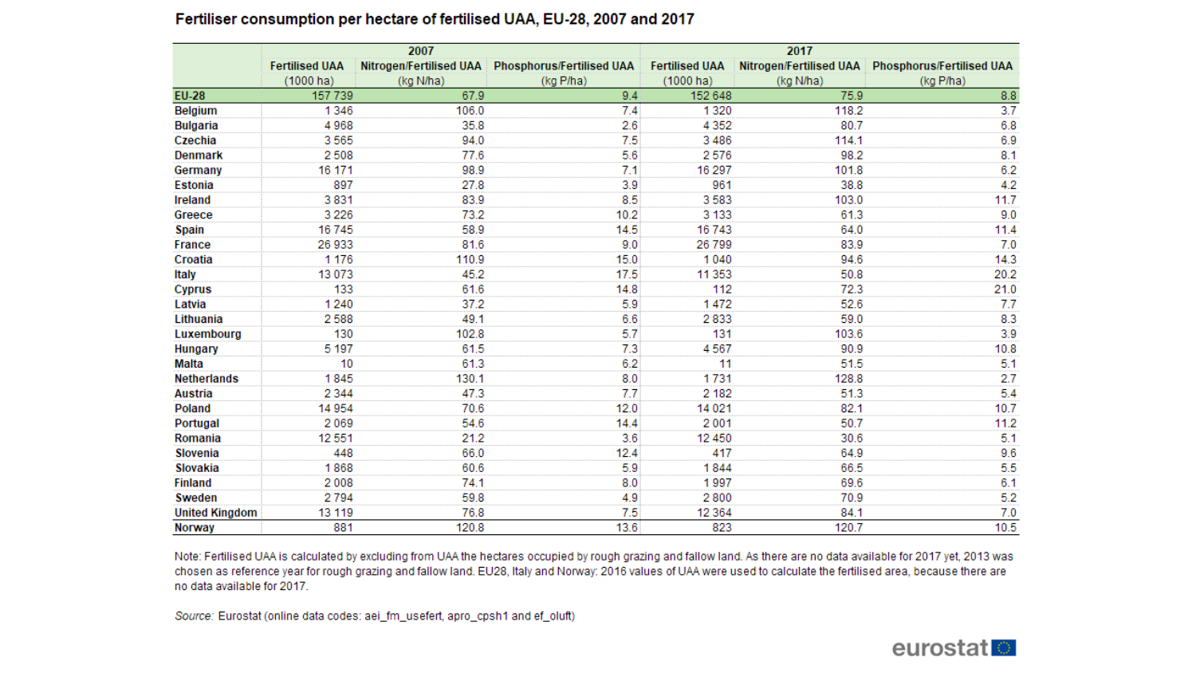## Fertiliser consumption per hectare of fertilised UAA, EU-28, 2007 and 2017

| | 2007 | | | 2017 | | |
|---|---|---|---|---|---|---|
| | Fertilised UAA (1000 ha) | Nitrogen/Fertilised UAA (kg N/ha) | Phosphorus/Fertilised UAA (kg P/ha) | Fertilised UAA (1000 ha) | Nitrogen/Fertilised UAA (kg N/ha) | Phosphorus/Fertilised UAA (kg P/ha) |
| **EU-28** | 157 739 | 67.9 | 9.4 | 152 648 | 75.9 | 8.8 |
| **Belgium** | 1 346 | 106.0 | 7.4 | 1 320 | 118.2 | 3.7 |
| **Bulgaria** | 4 968 | 35.8 | 2.6 | 4 352 | 80.7 | 6.8 |
| **Czechia** | 3 565 | 94.0 | 7.5 | 3 486 | 114.1 | 6.9 |
| **Denmark** | 2 508 | 77.6 | 5.6 | 2 576 | 98.2 | 8.1 |
| **Germany** | 16 171 | 98.9 | 7.1 | 16 297 | 101.8 | 6.2 |
| **Estonia** | 897 | 27.8 | 3.9 | 961 | 38.8 | 4.2 |
| **Ireland** | 3 831 | 83.9 | 8.5 | 3 583 | 103.0 | 11.7 |
| **Greece** | 3 226 | 73.2 | 10.2 | 3 133 | 61.3 | 9.0 |
| **Spain** | 16 745 | 58.9 | 14.5 | 16 743 | 64.0 | 11.4 |
| **France** | 26 933 | 81.6 | 9.0 | 26 799 | 83.9 | 7.0 |
| **Croatia** | 1 176 | 110.9 | 15.0 | 1 040 | 94.6 | 14.3 |
| **Italy** | 13 073 | 45.2 | 17.5 | 11 353 | 50.8 | 20.2 |
| **Cyprus** | 133 | 61.6 | 14.8 | 112 | 72.3 | 21.0 |
| **Latvia** | 1 240 | 37.2 | 5.9 | 1 472 | 52.6 | 7.7 |
| **Lithuania** | 2 588 | 49.1 | 6.6 | 2 833 | 59.0 | 8.3 |
| **Luxembourg** | 130 | 102.8 | 5.7 | 131 | 103.6 | 3.9 |
| **Hungary** | 5 197 | 61.5 | 7.3 | 4 567 | 90.9 | 10.8 |
| **Malta** | 10 | 61.3 | 6.2 | 11 | 51.5 | 5.1 |
| **Netherlands** | 1 845 | 130.1 | 8.0 | 1 731 | 128.8 | 2.7 |
| **Austria** | 2 344 | 47.3 | 7.7 | 2 182 | 51.3 | 5.4 |
| **Poland** | 14 954 | 70.6 | 12.0 | 14 021 | 82.1 | 10.7 |
| **Portugal** | 2 069 | 54.6 | 14.4 | 2 001 | 50.7 | 11.2 |
| **Romania** | 12 551 | 21.2 | 3.6 | 12 450 | 30.6 | 5.1 |
| **Slovenia** | 448 | 66.0 | 12.4 | 417 | 64.9 | 9.6 |
| **Slovakia** | 1 868 | 60.6 | 5.9 | 1 844 | 66.5 | 5.5 |
| **Finland** | 2 008 | 74.1 | 8.0 | 1 997 | 69.6 | 6.1 |
| **Sweden** | 2 794 | 59.8 | 4.9 | 2 800 | 70.9 | 5.2 |
| **United Kingdom** | 13 119 | 76.8 | 7.5 | 12 364 | 84.1 | 7.0 |
| **Norway** | 881 | 120.8 | 13.6 | 823 | 120.7 | 10.5 |

Note: Fertilised UAA is calculated by excluding from UAA the hectares occupied by rough grazing and fallow land. As there are no data available for 2017 yet, 2013 was chosen as reference year for rough grazing and fallow land. EU28, Italy and Norway: 2016 values of UAA were used to calculate the fertilised area, because there are no data available for 2017.

*Source:* Eurostat (online data codes: aei_fm_usefert, apro_cpsh1 and ef_oluft)

eurostat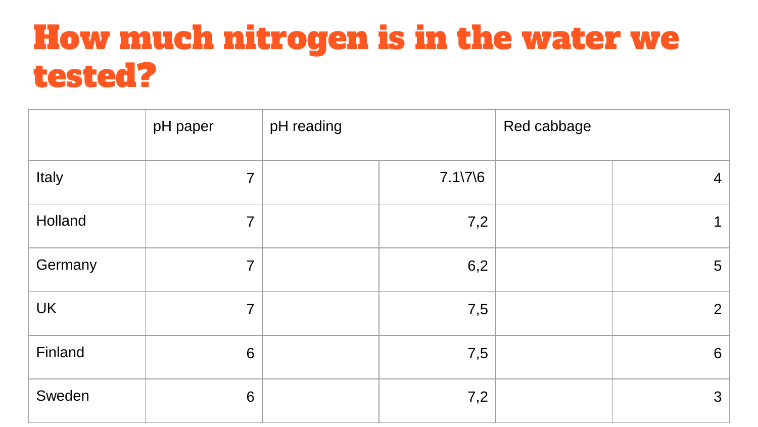# How much nitrogen is in the water we tested?

| | pH paper | pH reading | | Red cabbage | |
|---|---|---|---|---|---|
| Italy | 7 | | 7.1\7\6 | | 4 |
| Holland | 7 | | 7,2 | | 1 |
| Germany | 7 | | 6,2 | | 5 |
| UK | 7 | | 7,5 | | 2 |
| Finland | 6 | | 7,5 | | 6 |
| Sweden | 6 | | 7,2 | | 3 |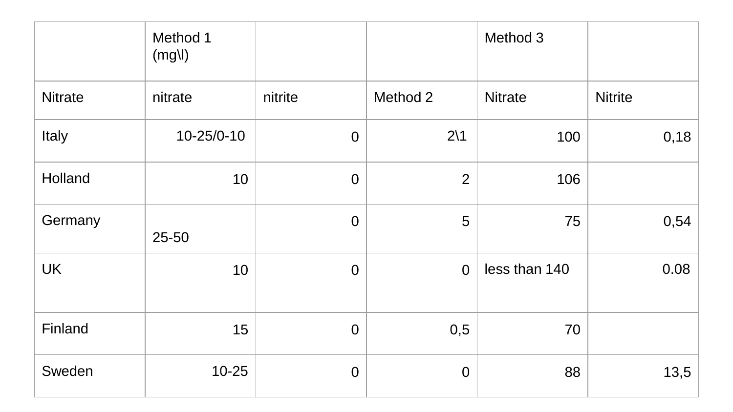| | Method 1 (mg\l) | | | Method 3 | |
|---|---|---|---|---|---|
| Nitrate | nitrate | nitrite | Method 2 | Nitrate | Nitrite |
| Italy | 10-25/0-10 | 0 | 2\1 | 100 | 0,18 |
| Holland | 10 | 0 | 2 | 106 | |
| Germany | 25-50 | 0 | 5 | 75 | 0,54 |
| UK | 10 | 0 | 0 | less than 140 | 0.08 |
| Finland | 15 | 0 | 0,5 | 70 | |
| Sweden | 10-25 | 0 | 0 | 88 | 13,5 |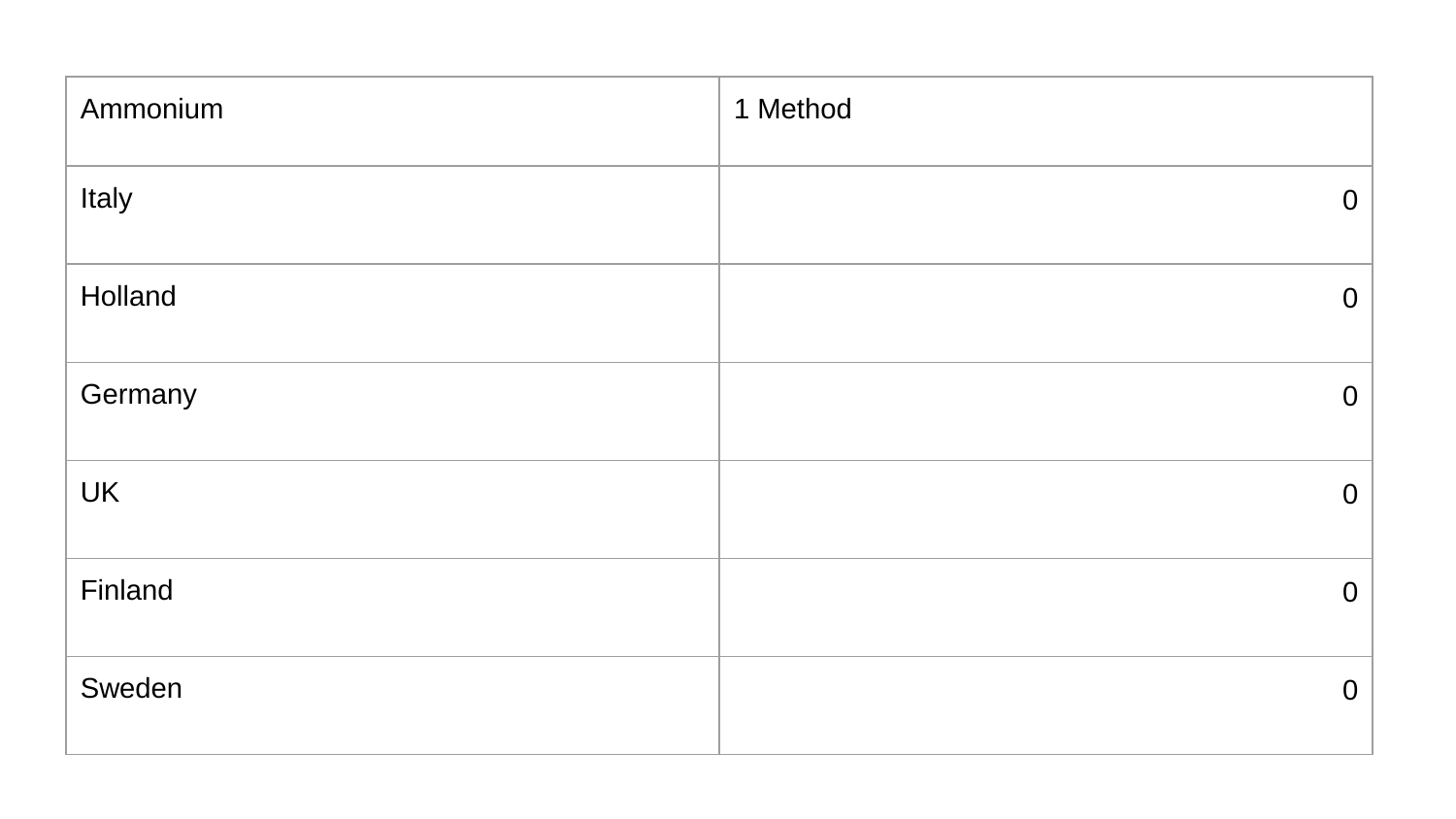| Ammonium | 1 Method |
| --- | --- |
| Italy | 0 |
| Holland | 0 |
| Germany | 0 |
| UK | 0 |
| Finland | 0 |
| Sweden | 0 |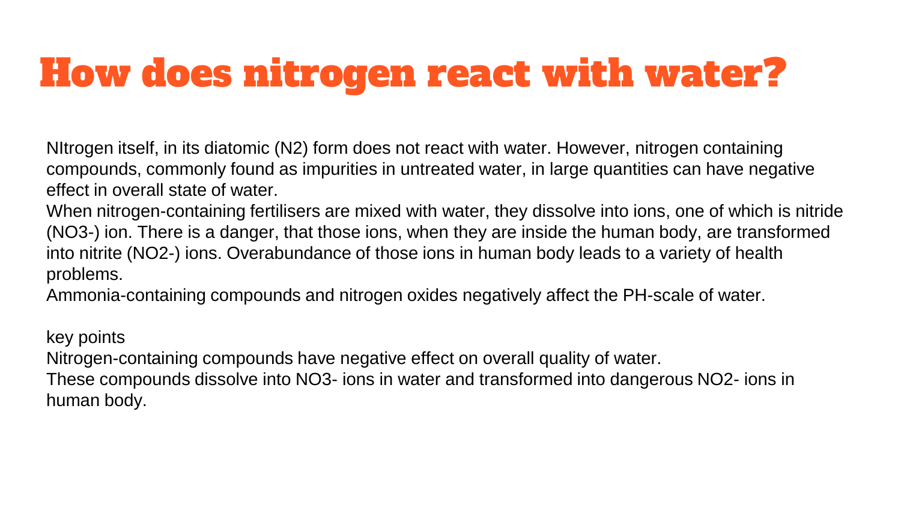# How does nitrogen react with water?

NItrogen itself, in its diatomic ($N_2$) form does not react with water. However, nitrogen containing compounds, commonly found as impurities in untreated water, in large quantities can have negative effect in overall state of water.

When nitrogen-containing fertilisers are mixed with water, they dissolve into ions, one of which is nitride ($NO_3^-$) ion. There is a danger, that those ions, when they are inside the human body, are transformed into nitrite ($NO_2^-$) ions. Overabundance of those ions in human body leads to a variety of health problems.

Ammonia-containing compounds and nitrogen oxides negatively affect the PH-scale of water.

key points

Nitrogen-containing compounds have negative effect on overall quality of water.

These compounds dissolve into $NO_3^-$ ions in water and transformed into dangerous $NO_2^-$ ions in human body.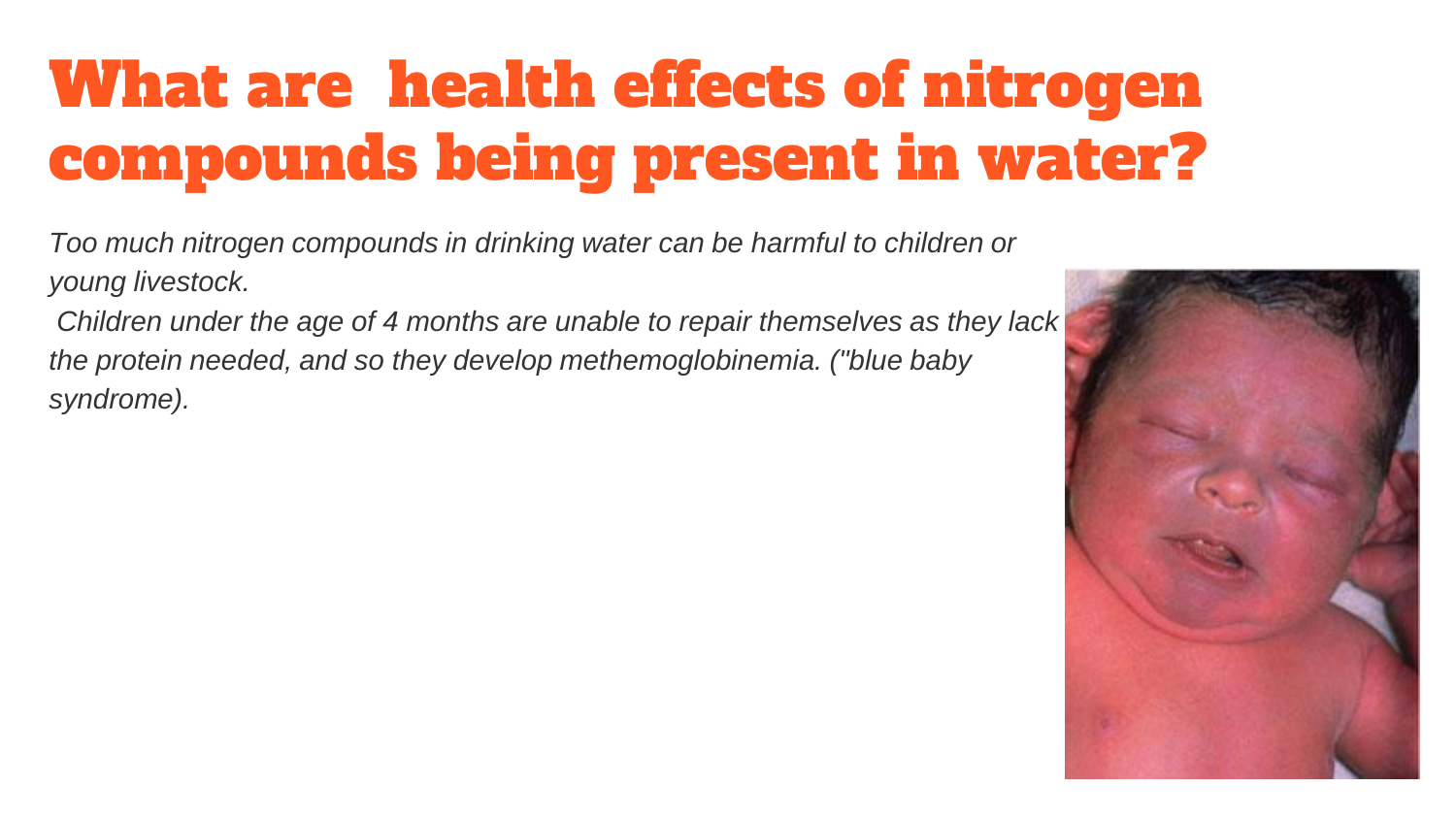# What are health effects of nitrogen compounds being present in water?

*Too much nitrogen compounds in drinking water can be harmful to children or young livestock.*

*Children under the age of 4 months are unable to repair themselves as they lack the protein needed, and so they develop methemoglobinemia. ("blue baby syndrome).*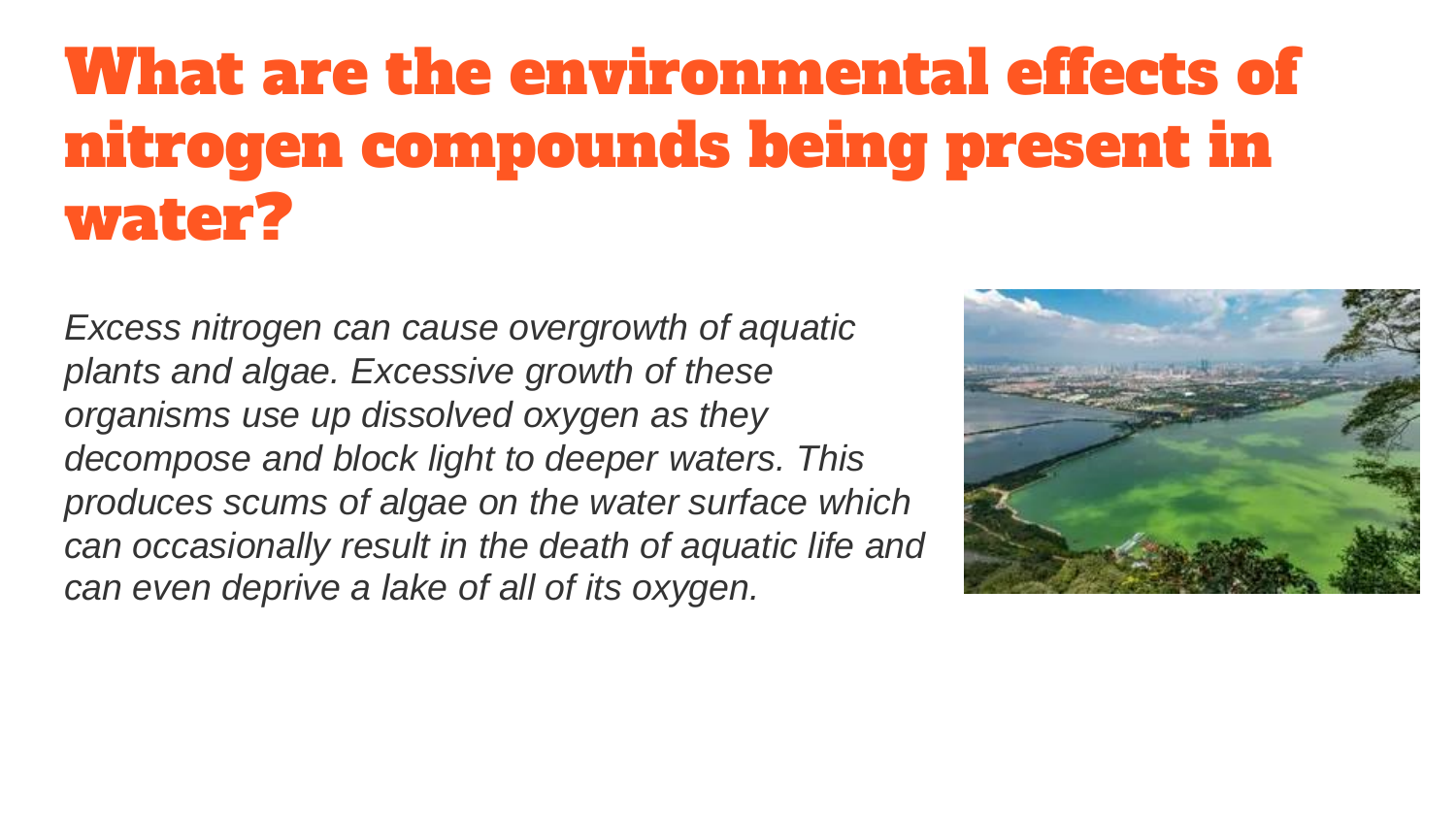# What are the environmental effects of nitrogen compounds being present in water?

*Excess nitrogen can cause overgrowth of aquatic plants and algae. Excessive growth of these organisms use up dissolved oxygen as they decompose and block light to deeper waters. This produces scums of algae on the water surface which can occasionally result in the death of aquatic life and can even deprive a lake of all of its oxygen.*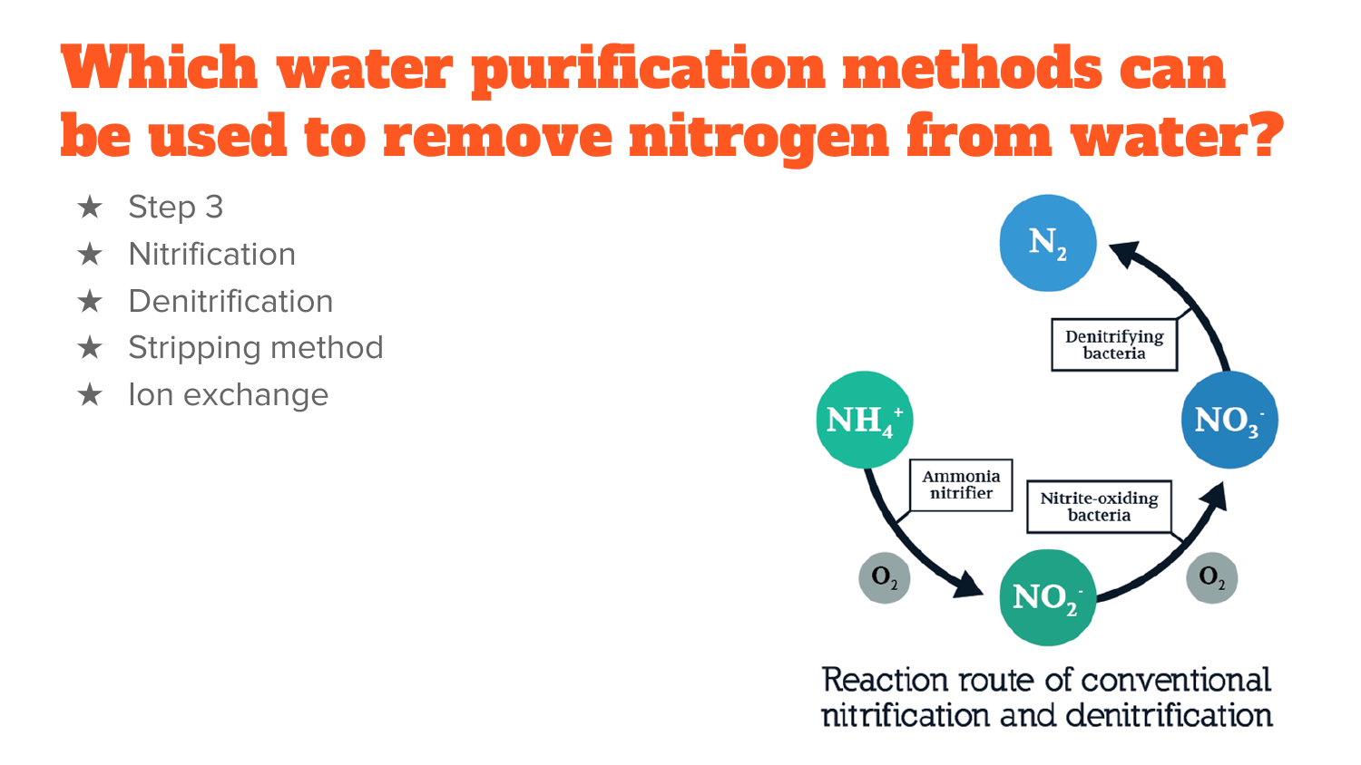# Which water purification methods can be used to remove nitrogen from water?

- Step 3
- Nitrification
- Denitrification
- Stripping method
- Ion exchange

$N_2$

Denitrifying bacteria

$NH_4^+$

$NO_3^-$

Ammonia nitrifier

Nitrite-oxiding bacteria

$O_2$

$NO_2^-$

$O_2$

Reaction route of conventional nitrification and denitrification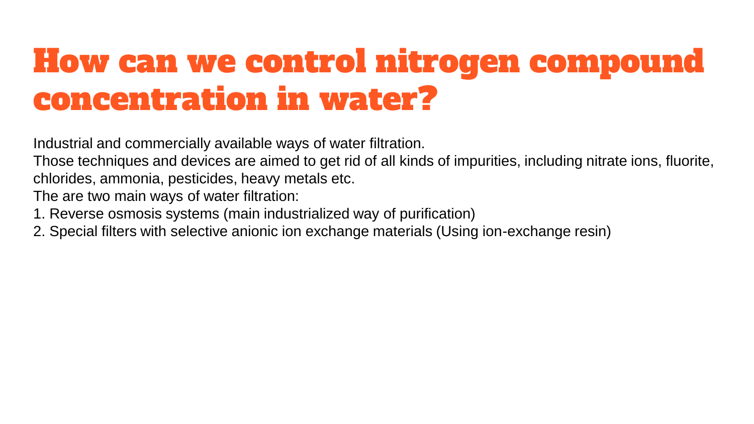# How can we control nitrogen compound concentration in water?

Industrial and commercially available ways of water filtration.
Those techniques and devices are aimed to get rid of all kinds of impurities, including nitrate ions, fluorite, chlorides, ammonia, pesticides, heavy metals etc.
The are two main ways of water filtration:

1. Reverse osmosis systems (main industrialized way of purification)
2. Special filters with selective anionic ion exchange materials (Using ion-exchange resin)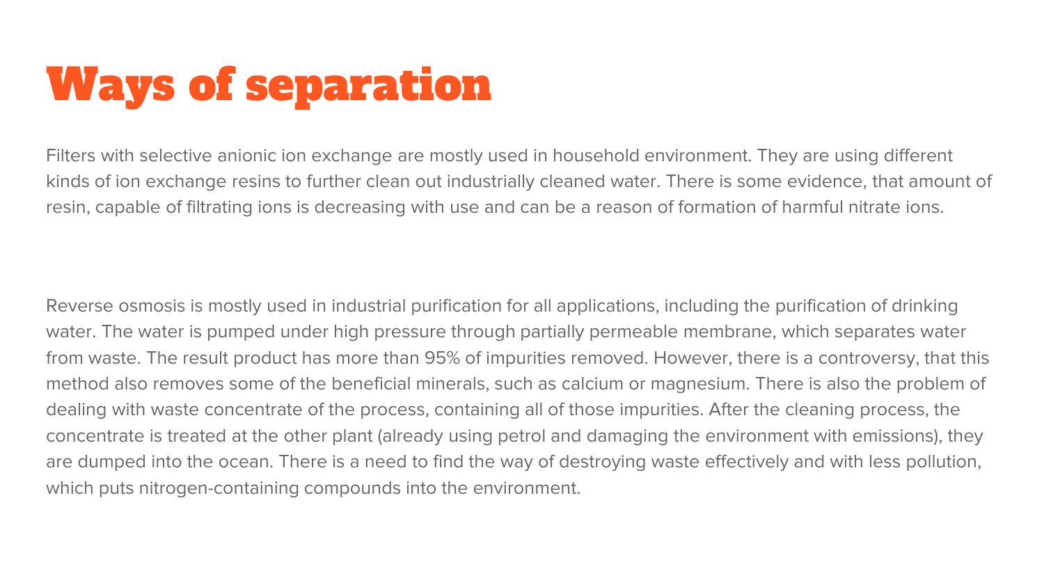# Ways of separation

Filters with selective anionic ion exchange are mostly used in household environment. They are using different kinds of ion exchange resins to further clean out industrially cleaned water. There is some evidence, that amount of resin, capable of filtrating ions is decreasing with use and can be a reason of formation of harmful nitrate ions.

Reverse osmosis is mostly used in industrial purification for all applications, including the purification of drinking water. The water is pumped under high pressure through partially permeable membrane, which separates water from waste. The result product has more than 95% of impurities removed. However, there is a controversy, that this method also removes some of the beneficial minerals, such as calcium or magnesium. There is also the problem of dealing with waste concentrate of the process, containing all of those impurities. After the cleaning process, the concentrate is treated at the other plant (already using petrol and damaging the environment with emissions), they are dumped into the ocean. There is a need to find the way of destroying waste effectively and with less pollution, which puts nitrogen-containing compounds into the environment.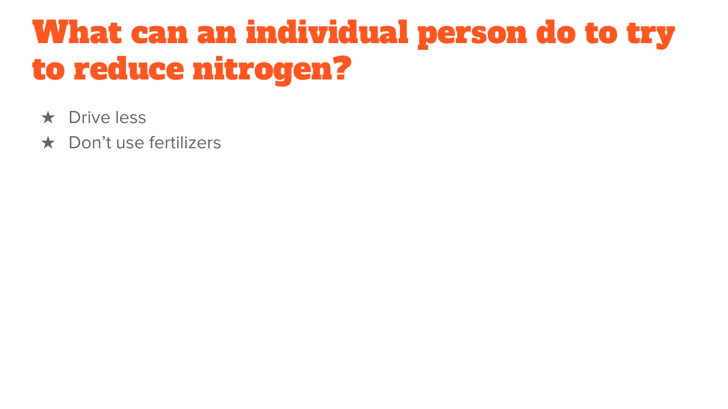# What can an individual person do to try to reduce nitrogen?

- Drive less
- Don’t use fertilizers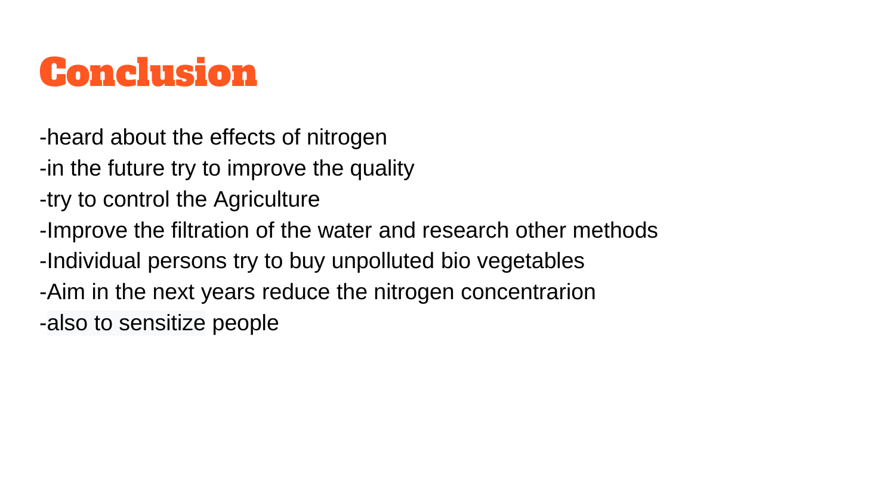# Conclusion

-heard about the effects of nitrogen
-in the future try to improve the quality
-try to control the Agriculture
-Improve the filtration of the water and research other methods
-Individual persons try to buy unpolluted bio vegetables
-Aim in the next years reduce the nitrogen concentrarion
-also to sensitize people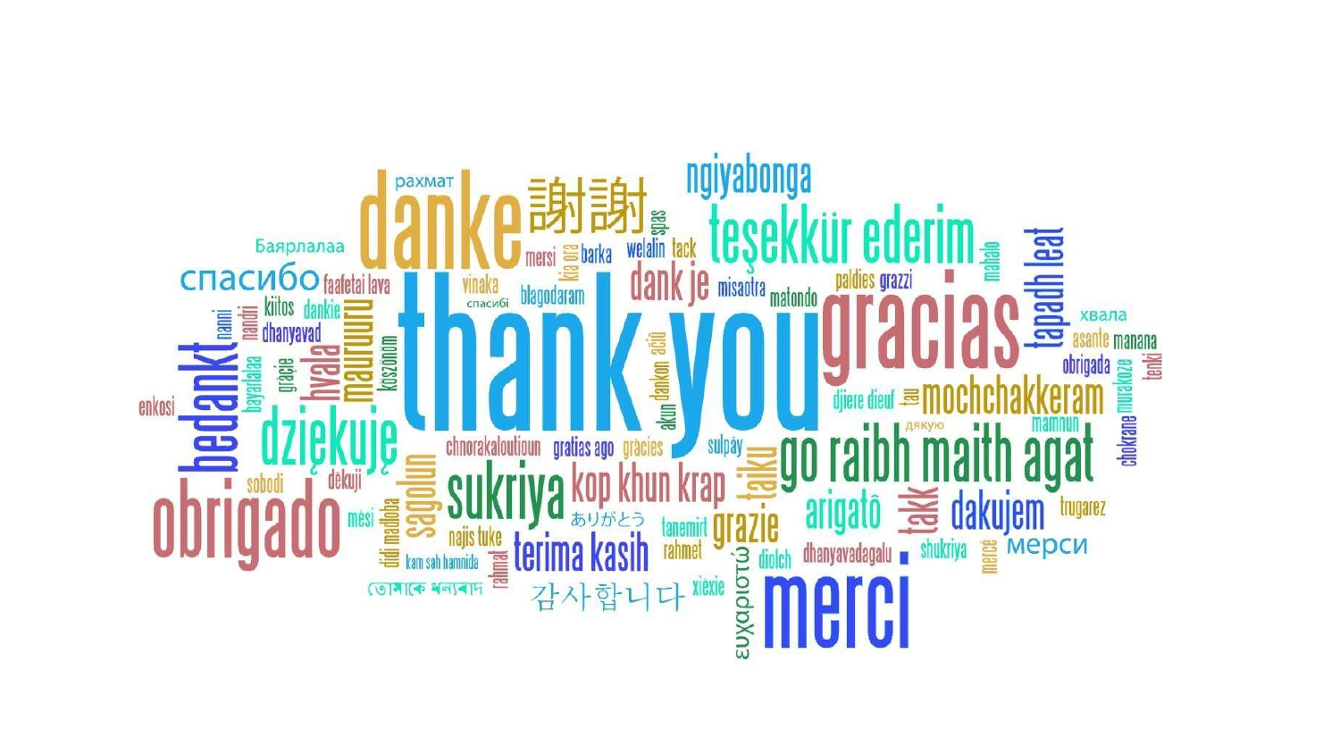рахмат

danke

謝謝

ngiyabonga

Баярлалаа

mersi

kia ora

barka

welalin

tack

spas

teşekkür ederim

спасибо

faafetai lava

vinaka

спасибі

blagodaram

dank je

misaotra

matondo

paldies

grazzi

mahalo

tapadh leat

nanni

kiitos

dankie

mauruuru

thank you

gracias

хвала

nandri

dhanyavad

asante

manana

obrigada

tenki

bedankt

bayarlalaa

gracie

hvala

köszönöm

akun dankon

aciū

murakoze

enkosi

djiere dieuf

tau

mochchakkeram

дякую

mamnun

chokrane

dziękuję

chnorakaloutioun

gratias ago

gracies

sulpáy

taiku

go raibh maith agat

sobodi

děkuji

sagolun

sukriya

kop khun krap

obrigado

mèsi

didi madloba

najis tuke

ありがとう

tanemirt

grazie

arigatô

takk

dakujem

trugarez

kam sah hamnida

rahmat

terima kasih

rahmet

diolch

dhanyavadagalu

shukriya

mercê

мерси

তোমাকে ধন্যবাদ

감사합니다

xièxie

ευχαριστώ

merci